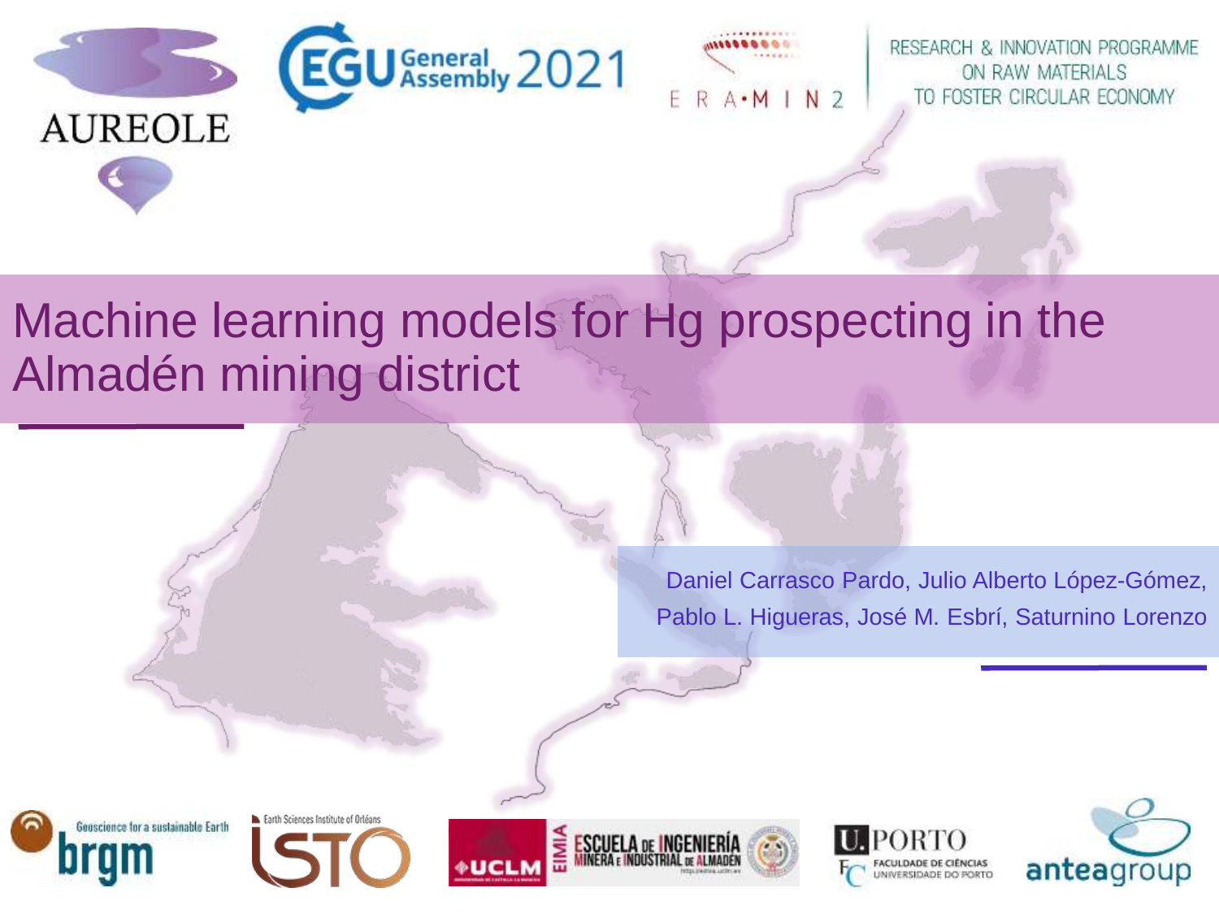AUREOLE

EGU General Assembly 2021

ERA-MIN 2

RESEARCH & INNOVATION PROGRAMME ON RAW MATERIALS TO FOSTER CIRCULAR ECONOMY

# Machine learning models for Hg prospecting in the Almadén mining district

Daniel Carrasco Pardo, Julio Alberto López-Gómez, Pablo L. Higueras, José M. Esbrí, Saturnino Lorenzo

brgm — Geoscience for a sustainable Earth

ISTO — Earth Sciences Institute of Orléans

UCLM — EIMIA — Escuela de Ingeniería Minera e Industrial de Almadén

U. PORTO — Faculdade de Ciências, Universidade do Porto

anteagroup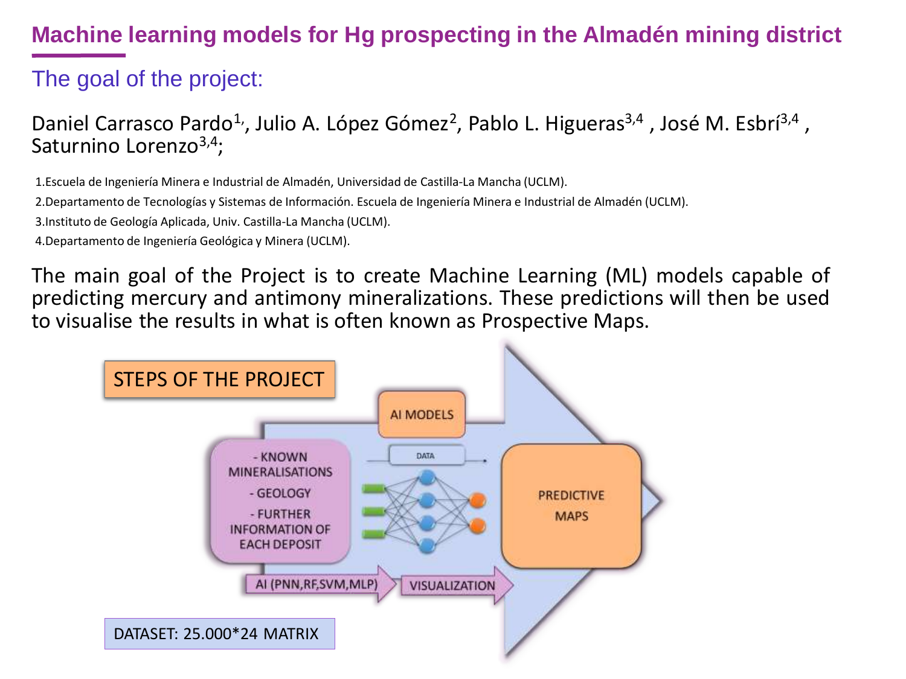# Machine learning models for Hg prospecting in the Almadén mining district

## The goal of the project:

Daniel Carrasco Pardo[1], Julio A. López Gómez[2], Pablo L. Higueras[3,4], José M. Esbrí[3,4], Saturnino Lorenzo[3,4];

1. Escuela de Ingeniería Minera e Industrial de Almadén, Universidad de Castilla-La Mancha (UCLM).
2. Departamento de Tecnologías y Sistemas de Información. Escuela de Ingeniería Minera e Industrial de Almadén (UCLM).
3. Instituto de Geología Aplicada, Univ. Castilla-La Mancha (UCLM).
4. Departamento de Ingeniería Geológica y Minera (UCLM).

The main goal of the Project is to create Machine Learning (ML) models capable of predicting mercury and antimony mineralizations. These predictions will then be used to visualise the results in what is often known as Prospective Maps.

STEPS OF THE PROJECT

- KNOWN MINERALISATIONS
- GEOLOGY
- FURTHER INFORMATION OF EACH DEPOSIT

AI MODELS

DATA

AI (PNN,RF,SVM,MLP)

VISUALIZATION

PREDICTIVE MAPS

DATASET: 25.000*24 MATRIX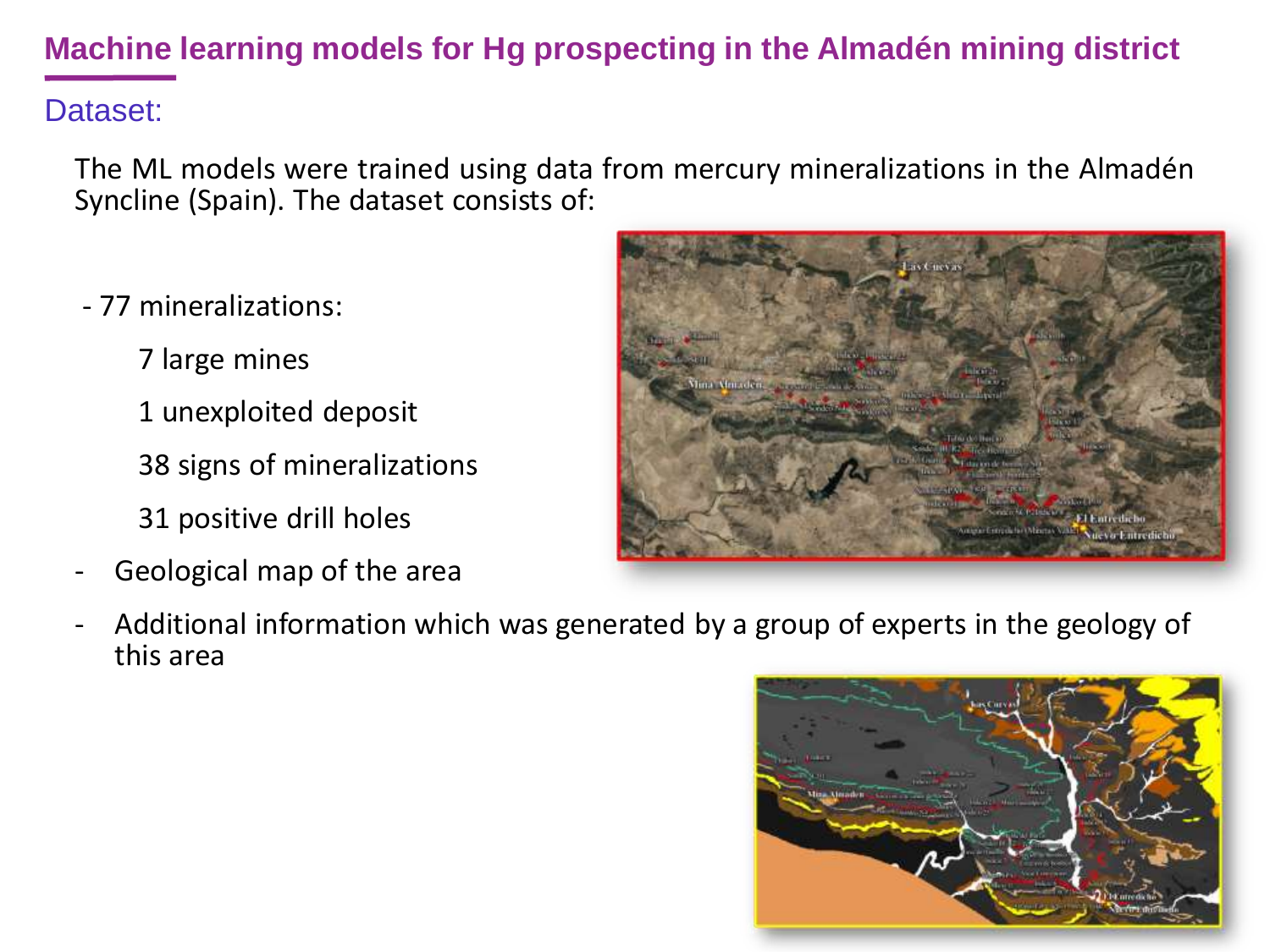# Machine learning models for Hg prospecting in the Almadén mining district

## Dataset:

The ML models were trained using data from mercury mineralizations in the Almadén Syncline (Spain). The dataset consists of:

- 77 mineralizations:
  - 7 large mines
  - 1 unexploited deposit
  - 38 signs of mineralizations
  - 31 positive drill holes
- Geological map of the area
- Additional information which was generated by a group of experts in the geology of this area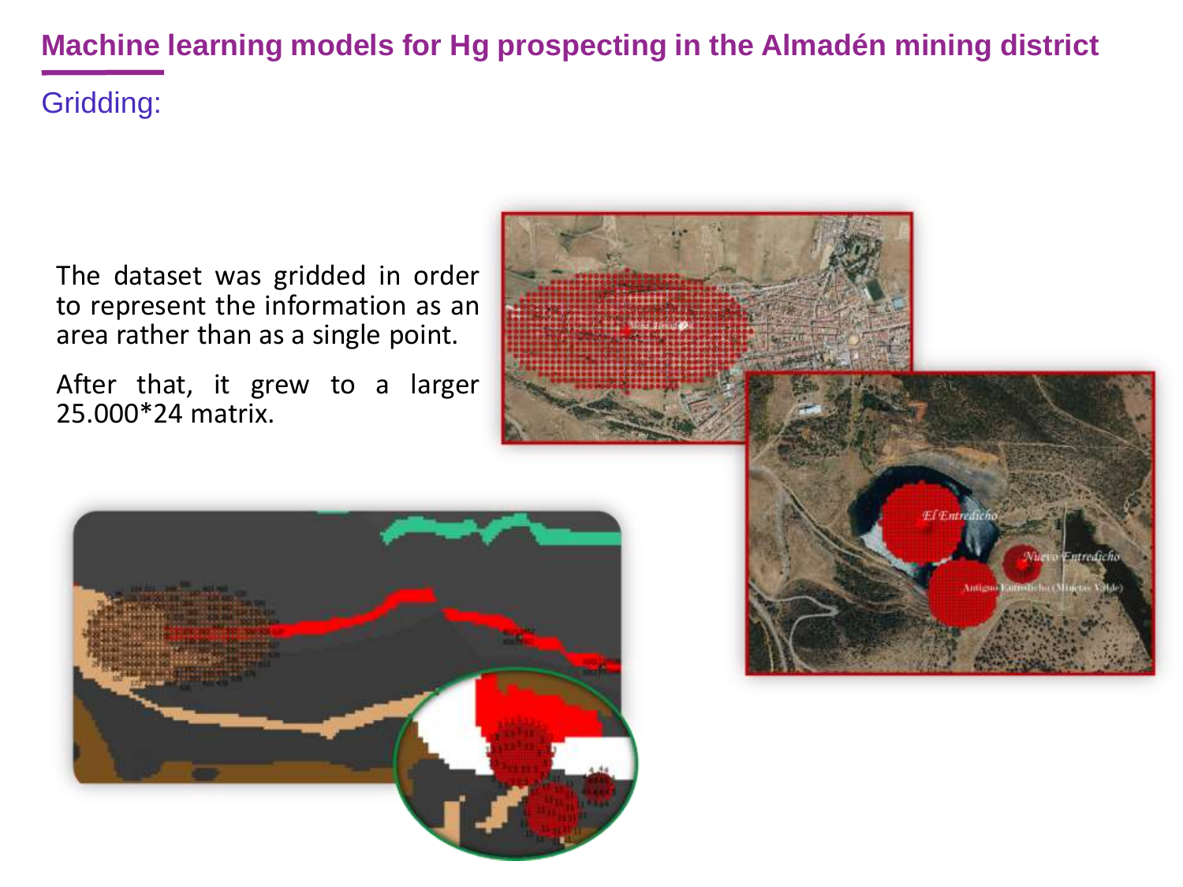## Machine learning models for Hg prospecting in the Almadén mining district

### Gridding:

The dataset was gridded in order to represent the information as an area rather than as a single point.

After that, it grew to a larger 25.000*24 matrix.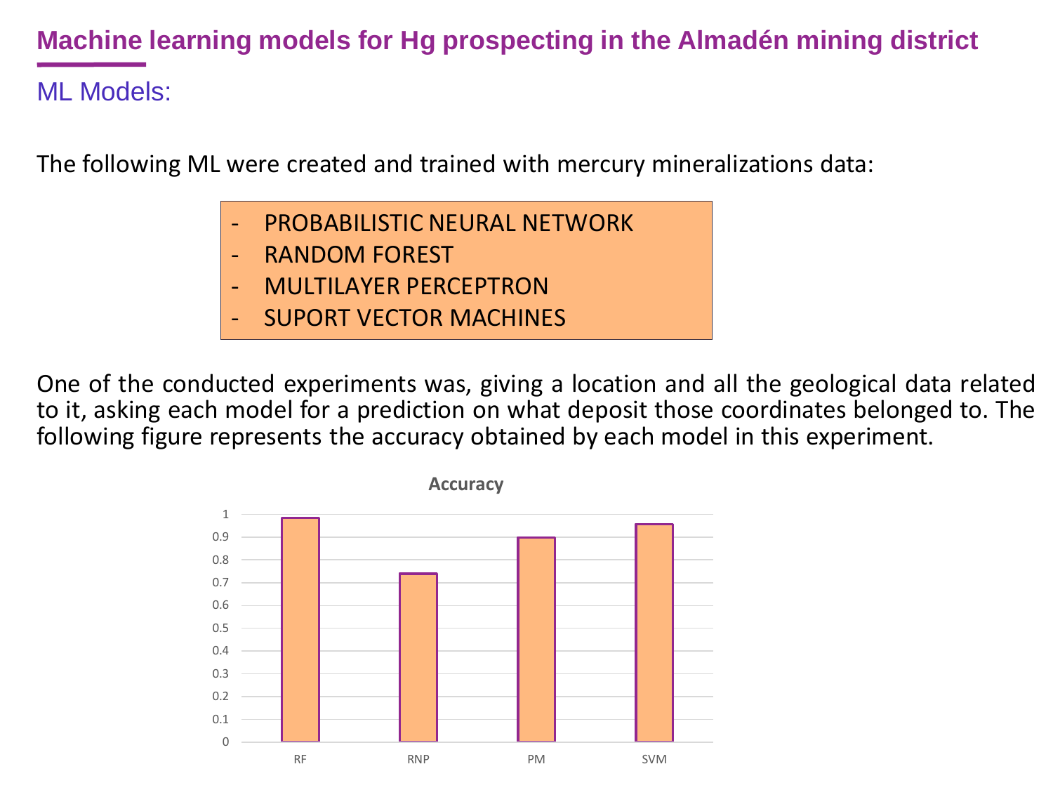# Machine learning models for Hg prospecting in the Almadén mining district

## ML Models:

The following ML were created and trained with mercury mineralizations data:

- PROBABILISTIC NEURAL NETWORK
- RANDOM FOREST
- MULTILAYER PERCEPTRON
- SUPORT VECTOR MACHINES

One of the conducted experiments was, giving a location and all the geological data related to it, asking each model for a prediction on what deposit those coordinates belonged to. The following figure represents the accuracy obtained by each model in this experiment.

**Accuracy**

| Model | Accuracy |
|---|---|
| RF | ~0.98 |
| RNP | ~0.74 |
| PM | ~0.90 |
| SVM | ~0.96 |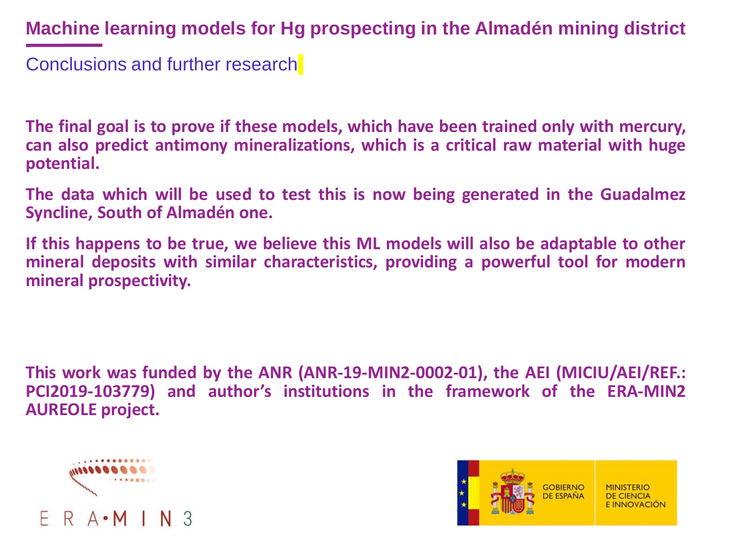# Machine learning models for Hg prospecting in the Almadén mining district

## Conclusions and further research

**The final goal is to prove if these models, which have been trained only with mercury, can also predict antimony mineralizations, which is a critical raw material with huge potential.**

**The data which will be used to test this is now being generated in the Guadalmez Syncline, South of Almadén one.**

**If this happens to be true, we believe this ML models will also be adaptable to other mineral deposits with similar characteristics, providing a powerful tool for modern mineral prospectivity.**

**This work was funded by the ANR (ANR-19-MIN2-0002-01), the AEI (MICIU/AEI/REF.: PCI2019-103779) and author's institutions in the framework of the ERA-MIN2 AUREOLE project.**

ERA•MIN 3

GOBIERNO DE ESPAÑA

MINISTERIO DE CIENCIA E INNOVACIÓN